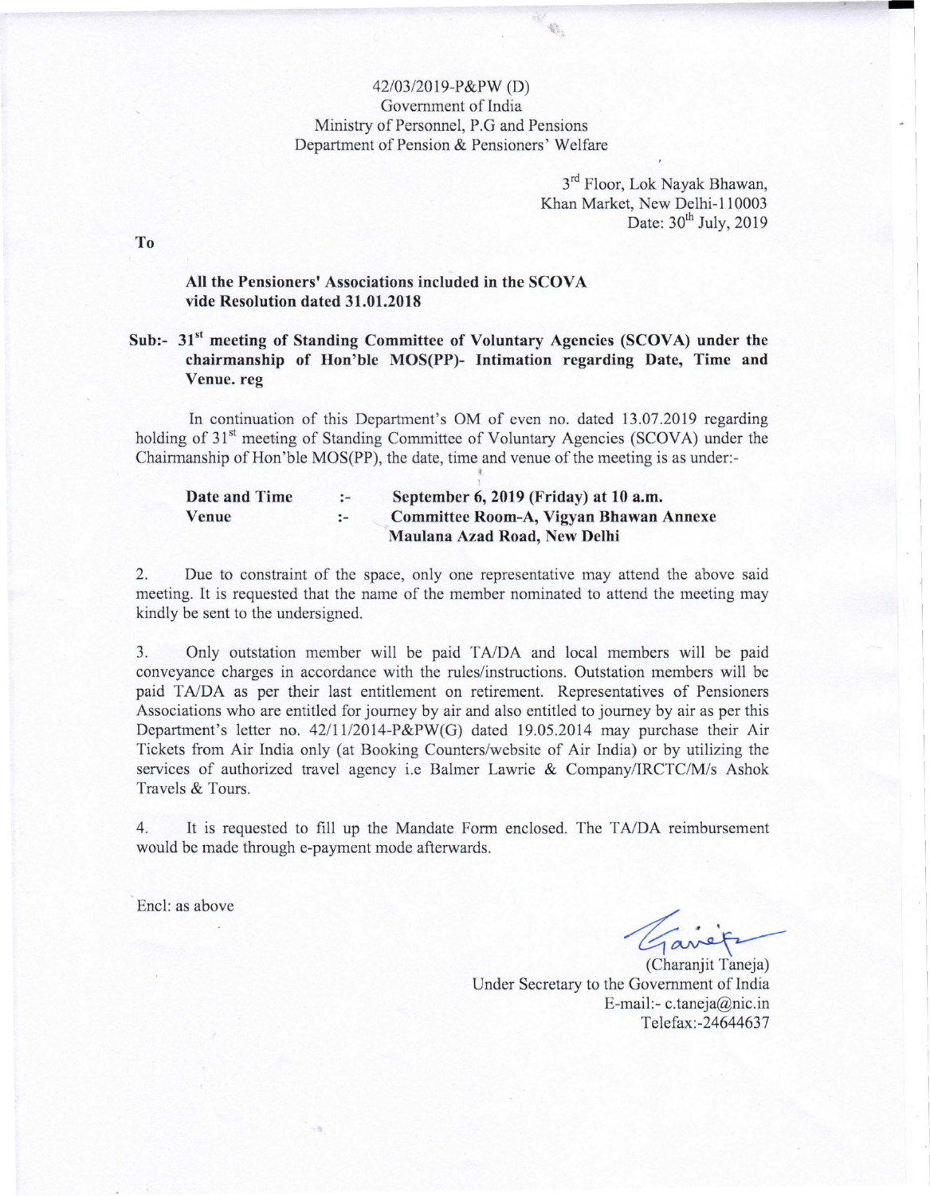42/03/2019-P&PW (D)
Government of India
Ministry of Personnel, P.G and Pensions
Department of Pension & Pensioners' Welfare

3rd Floor, Lok Nayak Bhawan,
Khan Market, New Delhi-110003
Date: 30th July, 2019

To

**All the Pensioners' Associations included in the SCOVA vide Resolution dated 31.01.2018**

**Sub:- 31st meeting of Standing Committee of Voluntary Agencies (SCOVA) under the chairmanship of Hon'ble MOS(PP)- Intimation regarding Date, Time and Venue. reg**

In continuation of this Department's OM of even no. dated 13.07.2019 regarding holding of 31st meeting of Standing Committee of Voluntary Agencies (SCOVA) under the Chairmanship of Hon'ble MOS(PP), the date, time and venue of the meeting is as under:-

| | | |
|---|---|---|
| **Date and Time** | :- | **September 6, 2019 (Friday) at 10 a.m.** |
| **Venue** | :- | **Committee Room-A, Vigyan Bhawan Annexe Maulana Azad Road, New Delhi** |

2. Due to constraint of the space, only one representative may attend the above said meeting. It is requested that the name of the member nominated to attend the meeting may kindly be sent to the undersigned.

3. Only outstation member will be paid TA/DA and local members will be paid conveyance charges in accordance with the rules/instructions. Outstation members will be paid TA/DA as per their last entitlement on retirement. Representatives of Pensioners Associations who are entitled for journey by air and also entitled to journey by air as per this Department's letter no. 42/11/2014-P&PW(G) dated 19.05.2014 may purchase their Air Tickets from Air India only (at Booking Counters/website of Air India) or by utilizing the services of authorized travel agency i.e Balmer Lawrie & Company/IRCTC/M/s Ashok Travels & Tours.

4. It is requested to fill up the Mandate Form enclosed. The TA/DA reimbursement would be made through e-payment mode afterwards.

Encl: as above

(Charanjit Taneja)
Under Secretary to the Government of India
E-mail:- c.taneja@nic.in
Telefax:-24644637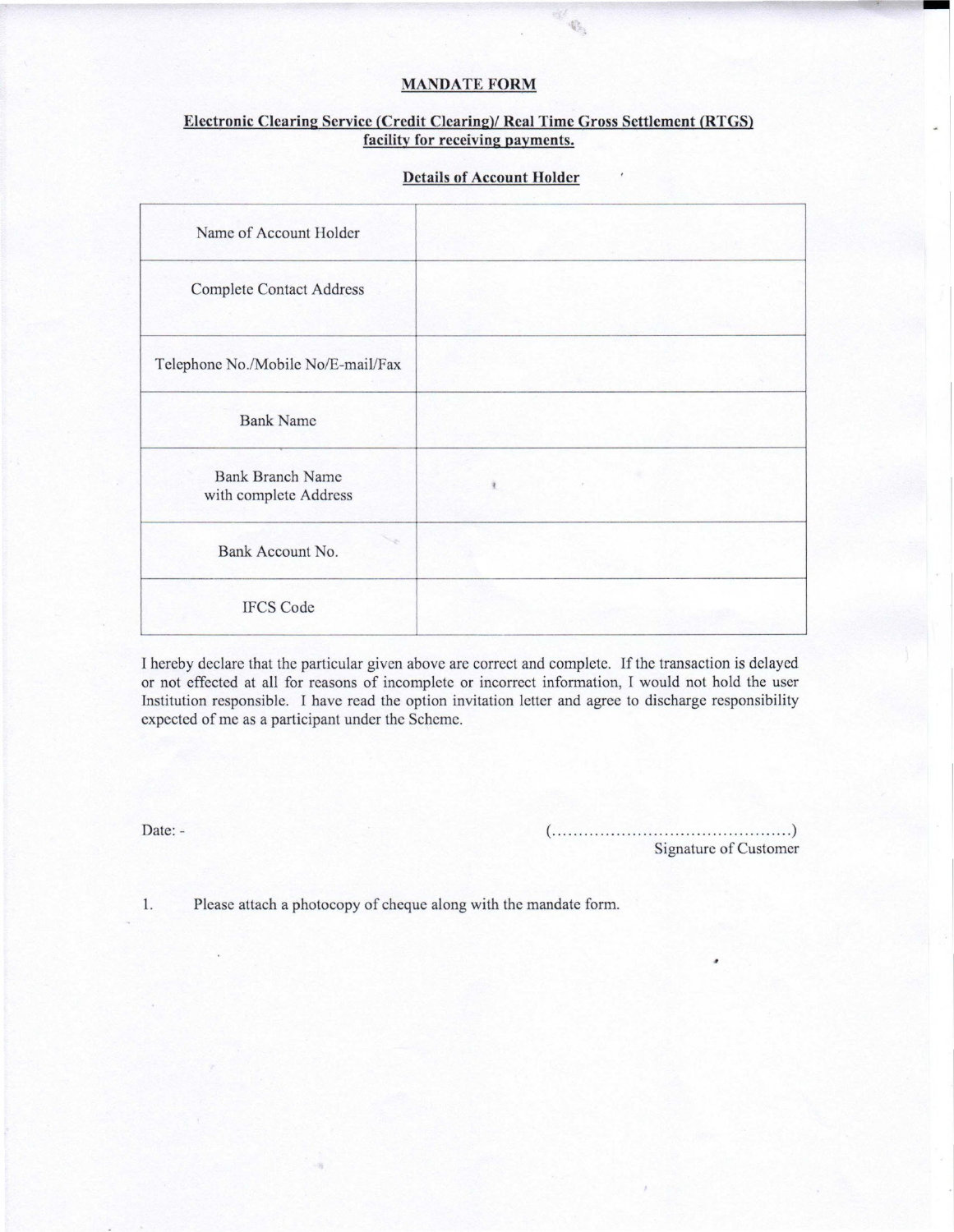# MANDATE FORM

## Electronic Clearing Service (Credit Clearing)/ Real Time Gross Settlement (RTGS) facility for receiving payments.

### Details of Account Holder

| | |
|---|---|
| Name of Account Holder | |
| Complete Contact Address | |
| Telephone No./Mobile No/E-mail/Fax | |
| Bank Name | |
| Bank Branch Name with complete Address | |
| Bank Account No. | |
| IFCS Code | |

I hereby declare that the particular given above are correct and complete. If the transaction is delayed or not effected at all for reasons of incomplete or incorrect information, I would not hold the user Institution responsible. I have read the option invitation letter and agree to discharge responsibility expected of me as a participant under the Scheme.

Date: -

(..............................................)
Signature of Customer

1. Please attach a photocopy of cheque along with the mandate form.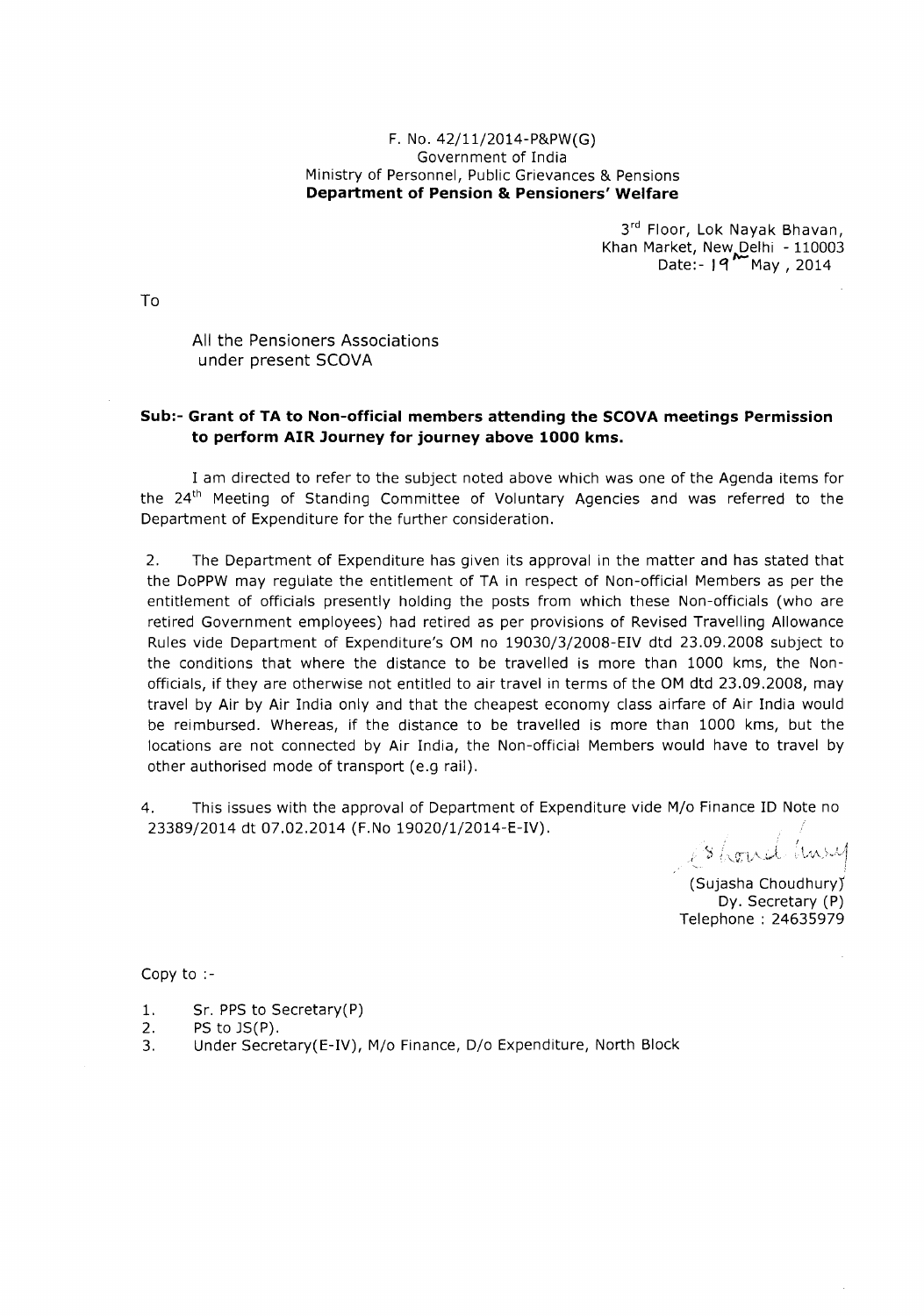F. No. 42/11/2014-P&PW(G)
Government of India
Ministry of Personnel, Public Grievances & Pensions
**Department of Pension & Pensioners' Welfare**

3rd Floor, Lok Nayak Bhavan,
Khan Market, New Delhi - 110003
Date:- 19th May, 2014

To

All the Pensioners Associations
under present SCOVA

**Sub:- Grant of TA to Non-official members attending the SCOVA meetings Permission to perform AIR Journey for journey above 1000 kms.**

I am directed to refer to the subject noted above which was one of the Agenda items for the 24th Meeting of Standing Committee of Voluntary Agencies and was referred to the Department of Expenditure for the further consideration.

2. The Department of Expenditure has given its approval in the matter and has stated that the DoPPW may regulate the entitlement of TA in respect of Non-official Members as per the entitlement of officials presently holding the posts from which these Non-officials (who are retired Government employees) had retired as per provisions of Revised Travelling Allowance Rules vide Department of Expenditure's OM no 19030/3/2008-EIV dtd 23.09.2008 subject to the conditions that where the distance to be travelled is more than 1000 kms, the Non-officials, if they are otherwise not entitled to air travel in terms of the OM dtd 23.09.2008, may travel by Air by Air India only and that the cheapest economy class airfare of Air India would be reimbursed. Whereas, if the distance to be travelled is more than 1000 kms, but the locations are not connected by Air India, the Non-official Members would have to travel by other authorised mode of transport (e.g rail).

4. This issues with the approval of Department of Expenditure vide M/o Finance ID Note no 23389/2014 dt 07.02.2014 (F.No 19020/1/2014-E-IV).

(Sujasha Choudhury)
Dy. Secretary (P)
Telephone : 24635979

Copy to :-

1. Sr. PPS to Secretary(P)
2. PS to JS(P).
3. Under Secretary(E-IV), M/o Finance, D/o Expenditure, North Block